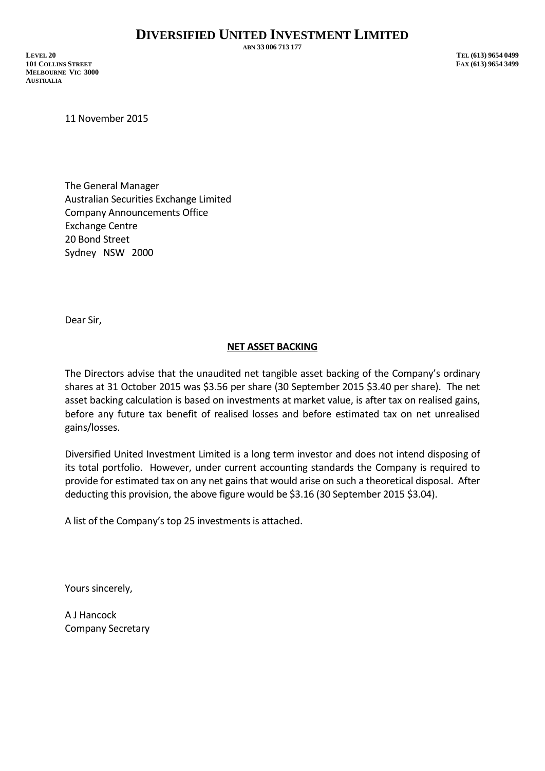# DIVERSIFIED UNITED INVESTMENT LIMITED

ABN 33 006 713 177

LEVEL 20
101 COLLINS STREET
MELBOURNE VIC 3000
AUSTRALIA

TEL (613) 9654 0499
FAX (613) 9654 3499

11 November 2015

The General Manager
Australian Securities Exchange Limited
Company Announcements Office
Exchange Centre
20 Bond Street
Sydney NSW 2000

Dear Sir,

**NET ASSET BACKING**

The Directors advise that the unaudited net tangible asset backing of the Company's ordinary shares at 31 October 2015 was $3.56 per share (30 September 2015 $3.40 per share). The net asset backing calculation is based on investments at market value, is after tax on realised gains, before any future tax benefit of realised losses and before estimated tax on net unrealised gains/losses.

Diversified United Investment Limited is a long term investor and does not intend disposing of its total portfolio. However, under current accounting standards the Company is required to provide for estimated tax on any net gains that would arise on such a theoretical disposal. After deducting this provision, the above figure would be $3.16 (30 September 2015 $3.04).

A list of the Company's top 25 investments is attached.

Yours sincerely,

A J Hancock
Company Secretary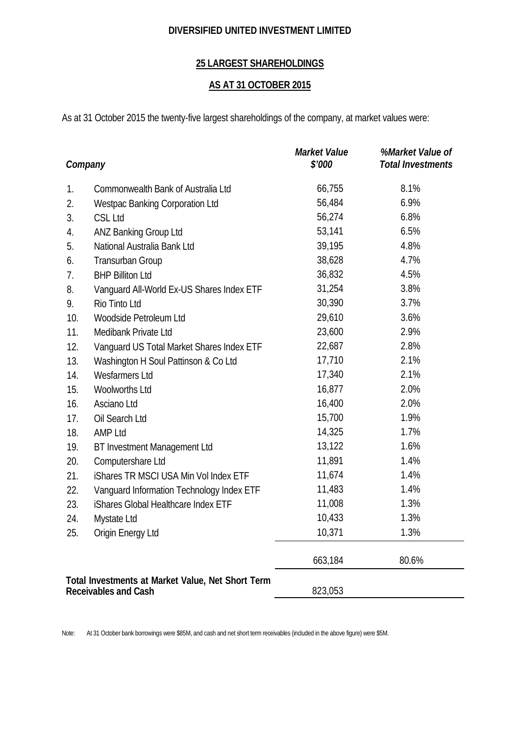**DIVERSIFIED UNITED INVESTMENT LIMITED**

**25 LARGEST SHAREHOLDINGS**

**AS AT 31 OCTOBER 2015**

As at 31 October 2015 the twenty-five largest shareholdings of the company, at market values were:

| | *Company* | *Market Value $'000* | *%Market Value of Total Investments* |
|---|---|---|---|
| 1. | Commonwealth Bank of Australia Ltd | 66,755 | 8.1% |
| 2. | Westpac Banking Corporation Ltd | 56,484 | 6.9% |
| 3. | CSL Ltd | 56,274 | 6.8% |
| 4. | ANZ Banking Group Ltd | 53,141 | 6.5% |
| 5. | National Australia Bank Ltd | 39,195 | 4.8% |
| 6. | Transurban Group | 38,628 | 4.7% |
| 7. | BHP Billiton Ltd | 36,832 | 4.5% |
| 8. | Vanguard All-World Ex-US Shares Index ETF | 31,254 | 3.8% |
| 9. | Rio Tinto Ltd | 30,390 | 3.7% |
| 10. | Woodside Petroleum Ltd | 29,610 | 3.6% |
| 11. | Medibank Private Ltd | 23,600 | 2.9% |
| 12. | Vanguard US Total Market Shares Index ETF | 22,687 | 2.8% |
| 13. | Washington H Soul Pattinson & Co Ltd | 17,710 | 2.1% |
| 14. | Wesfarmers Ltd | 17,340 | 2.1% |
| 15. | Woolworths Ltd | 16,877 | 2.0% |
| 16. | Asciano Ltd | 16,400 | 2.0% |
| 17. | Oil Search Ltd | 15,700 | 1.9% |
| 18. | AMP Ltd | 14,325 | 1.7% |
| 19. | BT Investment Management Ltd | 13,122 | 1.6% |
| 20. | Computershare Ltd | 11,891 | 1.4% |
| 21. | iShares TR MSCI USA Min Vol Index ETF | 11,674 | 1.4% |
| 22. | Vanguard Information Technology Index ETF | 11,483 | 1.4% |
| 23. | iShares Global Healthcare Index ETF | 11,008 | 1.3% |
| 24. | Mystate Ltd | 10,433 | 1.3% |
| 25. | Origin Energy Ltd | 10,371 | 1.3% |
| | | 663,184 | 80.6% |
| | **Total Investments at Market Value, Net Short Term Receivables and Cash** | 823,053 | |

Note: At 31 October bank borrowings were $85M, and cash and net short term receivables (included in the above figure) were $5M.